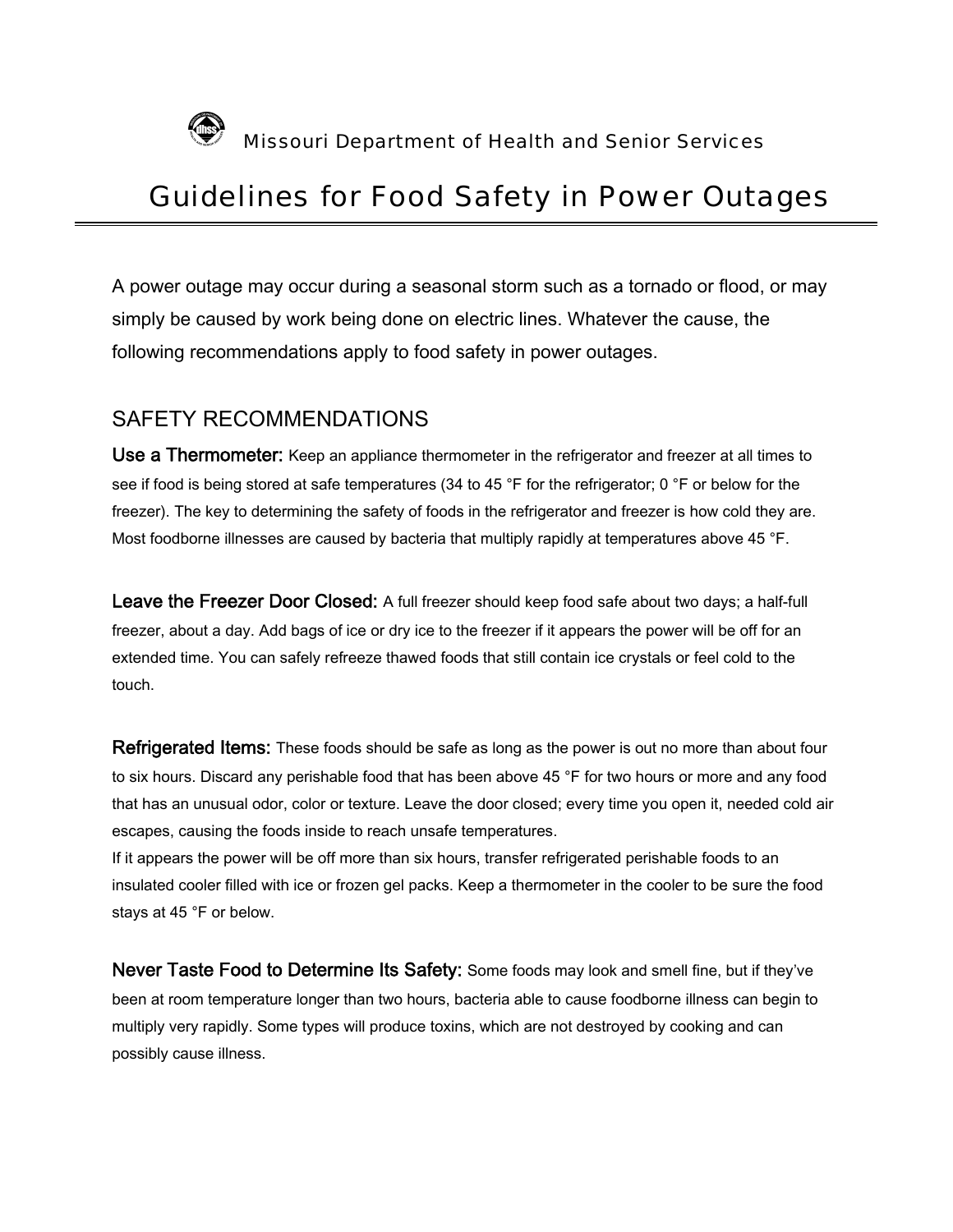Missouri Department of Health and Senior Services

# Guidelines for Food Safety in Power Outages

A power outage may occur during a seasonal storm such as a tornado or flood, or may simply be caused by work being done on electric lines. Whatever the cause, the following recommendations apply to food safety in power outages.

## SAFETY RECOMMENDATIONS

**Use a Thermometer:** Keep an appliance thermometer in the refrigerator and freezer at all times to see if food is being stored at safe temperatures (34 to 45 °F for the refrigerator; 0 °F or below for the freezer). The key to determining the safety of foods in the refrigerator and freezer is how cold they are. Most foodborne illnesses are caused by bacteria that multiply rapidly at temperatures above 45 °F.

**Leave the Freezer Door Closed:** A full freezer should keep food safe about two days; a half-full freezer, about a day. Add bags of ice or dry ice to the freezer if it appears the power will be off for an extended time. You can safely refreeze thawed foods that still contain ice crystals or feel cold to the touch.

**Refrigerated Items:** These foods should be safe as long as the power is out no more than about four to six hours. Discard any perishable food that has been above 45 °F for two hours or more and any food that has an unusual odor, color or texture. Leave the door closed; every time you open it, needed cold air escapes, causing the foods inside to reach unsafe temperatures.
If it appears the power will be off more than six hours, transfer refrigerated perishable foods to an insulated cooler filled with ice or frozen gel packs. Keep a thermometer in the cooler to be sure the food stays at 45 °F or below.

**Never Taste Food to Determine Its Safety:** Some foods may look and smell fine, but if they've been at room temperature longer than two hours, bacteria able to cause foodborne illness can begin to multiply very rapidly. Some types will produce toxins, which are not destroyed by cooking and can possibly cause illness.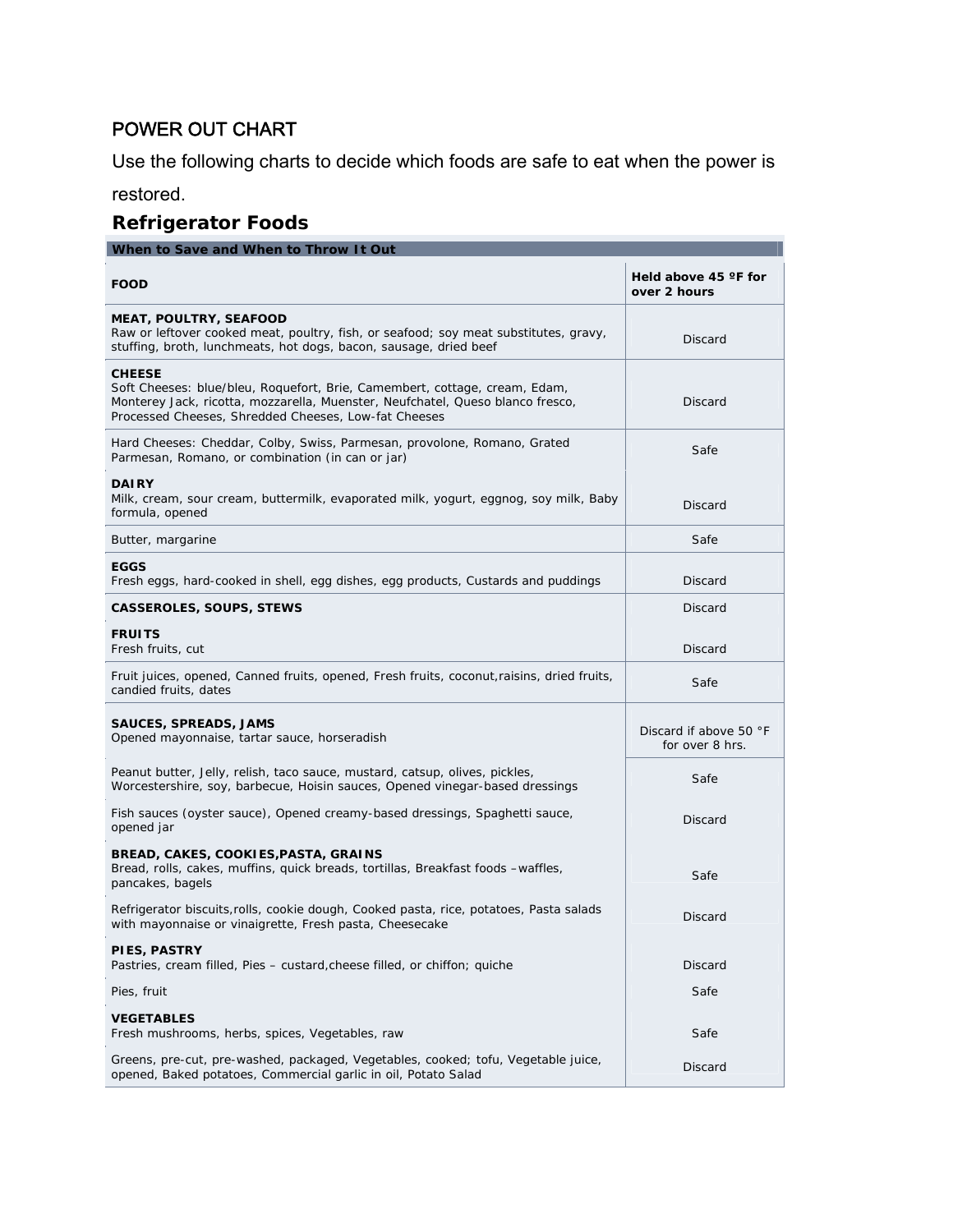# POWER OUT CHART

Use the following charts to decide which foods are safe to eat when the power is restored.

## Refrigerator Foods

| When to Save and When to Throw It Out | |
|---|---|
| **FOOD** | **Held above 45 ºF for over 2 hours** |
| **MEAT, POULTRY, SEAFOOD**<br>Raw or leftover cooked meat, poultry, fish, or seafood; soy meat substitutes, gravy, stuffing, broth, lunchmeats, hot dogs, bacon, sausage, dried beef | Discard |
| **CHEESE**<br>Soft Cheeses: blue/bleu, Roquefort, Brie, Camembert, cottage, cream, Edam, Monterey Jack, ricotta, mozzarella, Muenster, Neufchatel, Queso blanco fresco, Processed Cheeses, Shredded Cheeses, Low-fat Cheeses | Discard |
| Hard Cheeses: Cheddar, Colby, Swiss, Parmesan, provolone, Romano, Grated Parmesan, Romano, or combination (in can or jar) | Safe |
| **DAIRY**<br>Milk, cream, sour cream, buttermilk, evaporated milk, yogurt, eggnog, soy milk, Baby formula, opened | Discard |
| Butter, margarine | Safe |
| **EGGS**<br>Fresh eggs, hard-cooked in shell, egg dishes, egg products, Custards and puddings | Discard |
| **CASSEROLES, SOUPS, STEWS** | Discard |
| **FRUITS**<br>Fresh fruits, cut | Discard |
| Fruit juices, opened, Canned fruits, opened, Fresh fruits, coconut,raisins, dried fruits, candied fruits, dates | Safe |
| **SAUCES, SPREADS, JAMS**<br>Opened mayonnaise, tartar sauce, horseradish | Discard if above 50 °F for over 8 hrs. |
| Peanut butter, Jelly, relish, taco sauce, mustard, catsup, olives, pickles, Worcestershire, soy, barbecue, Hoisin sauces, Opened vinegar-based dressings | Safe |
| Fish sauces (oyster sauce), Opened creamy-based dressings, Spaghetti sauce, opened jar | Discard |
| **BREAD, CAKES, COOKIES,PASTA, GRAINS**<br>Bread, rolls, cakes, muffins, quick breads, tortillas, Breakfast foods –waffles, pancakes, bagels | Safe |
| Refrigerator biscuits,rolls, cookie dough, Cooked pasta, rice, potatoes, Pasta salads with mayonnaise or vinaigrette, Fresh pasta, Cheesecake | Discard |
| **PIES, PASTRY**<br>Pastries, cream filled, Pies – custard,cheese filled, or chiffon; quiche | Discard |
| Pies, fruit | Safe |
| **VEGETABLES**<br>Fresh mushrooms, herbs, spices, Vegetables, raw | Safe |
| Greens, pre-cut, pre-washed, packaged, Vegetables, cooked; tofu, Vegetable juice, opened, Baked potatoes, Commercial garlic in oil, Potato Salad | Discard |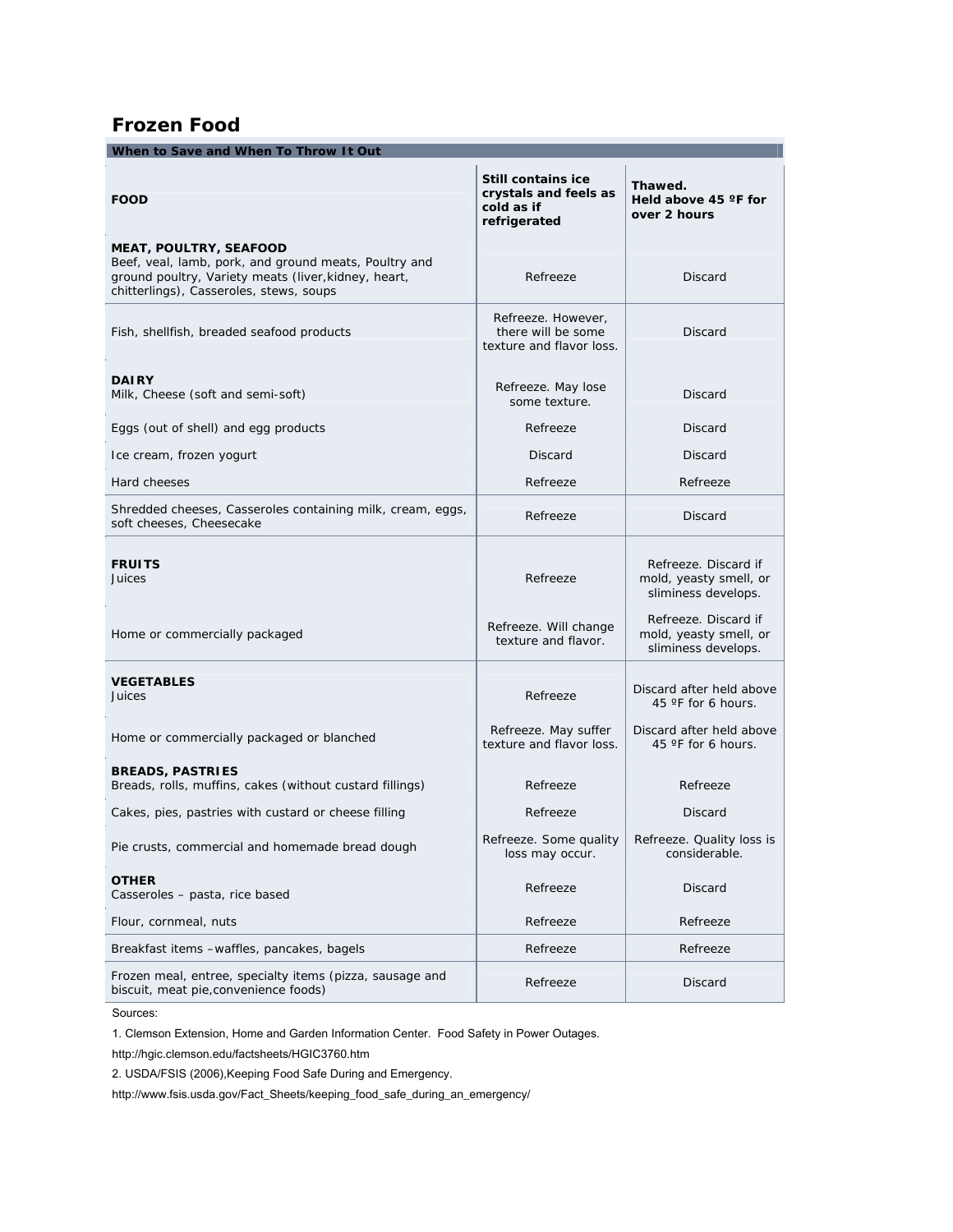## Frozen Food

| When to Save and When To Throw It Out | | |
|---|---|---|
| **FOOD** | **Still contains ice crystals and feels as cold as if refrigerated** | **Thawed. Held above 45 ºF for over 2 hours** |
| **MEAT, POULTRY, SEAFOOD** Beef, veal, lamb, pork, and ground meats, Poultry and ground poultry, Variety meats (liver,kidney, heart, chitterlings), Casseroles, stews, soups | Refreeze | Discard |
| Fish, shellfish, breaded seafood products | Refreeze. However, there will be some texture and flavor loss. | Discard |
| **DAIRY** Milk, Cheese (soft and semi-soft) | Refreeze. May lose some texture. | Discard |
| Eggs (out of shell) and egg products | Refreeze | Discard |
| Ice cream, frozen yogurt | Discard | Discard |
| Hard cheeses | Refreeze | Refreeze |
| Shredded cheeses, Casseroles containing milk, cream, eggs, soft cheeses, Cheesecake | Refreeze | Discard |
| **FRUITS** Juices | Refreeze | Refreeze. Discard if mold, yeasty smell, or sliminess develops. |
| Home or commercially packaged | Refreeze. Will change texture and flavor. | Refreeze. Discard if mold, yeasty smell, or sliminess develops. |
| **VEGETABLES** Juices | Refreeze | Discard after held above 45 ºF for 6 hours. |
| Home or commercially packaged or blanched | Refreeze. May suffer texture and flavor loss. | Discard after held above 45 ºF for 6 hours. |
| **BREADS, PASTRIES** Breads, rolls, muffins, cakes (without custard fillings) | Refreeze | Refreeze |
| Cakes, pies, pastries with custard or cheese filling | Refreeze | Discard |
| Pie crusts, commercial and homemade bread dough | Refreeze. Some quality loss may occur. | Refreeze. Quality loss is considerable. |
| **OTHER** Casseroles – pasta, rice based | Refreeze | Discard |
| Flour, cornmeal, nuts | Refreeze | Refreeze |
| Breakfast items –waffles, pancakes, bagels | Refreeze | Refreeze |
| Frozen meal, entree, specialty items (pizza, sausage and biscuit, meat pie,convenience foods) | Refreeze | Discard |

Sources:

1. Clemson Extension, Home and Garden Information Center. Food Safety in Power Outages.

http://hgic.clemson.edu/factsheets/HGIC3760.htm

2. USDA/FSIS (2006),Keeping Food Safe During and Emergency.

http://www.fsis.usda.gov/Fact_Sheets/keeping_food_safe_during_an_emergency/